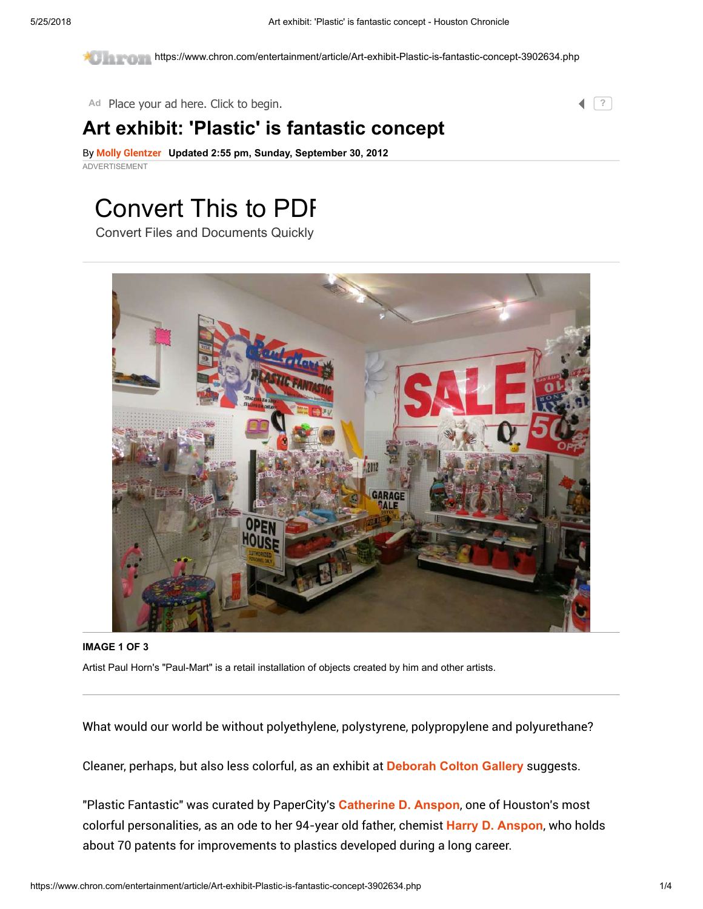# Art exhibit: 'Plastic' is fantastic concept

By Molly Glentzer **Updated 2:55 pm, Sunday, September 30, 2012**

**IMAGE 1 OF 3**

Artist Paul Horn's "Paul-Mart" is a retail installation of objects created by him and other artists.

What would our world be without polyethylene, polystyrene, polypropylene and polyurethane?

Cleaner, perhaps, but also less colorful, as an exhibit at Deborah Colton Gallery suggests.

"Plastic Fantastic" was curated by PaperCity's Catherine D. Anspon, one of Houston's most colorful personalities, as an ode to her 94-year old father, chemist Harry D. Anspon, who holds about 70 patents for improvements to plastics developed during a long career.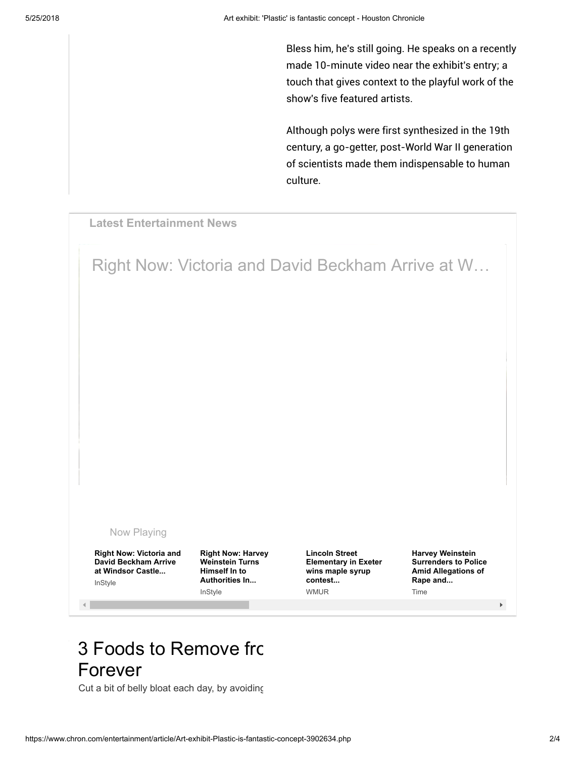Bless him, he's still going. He speaks on a recently made 10-minute video near the exhibit's entry; a touch that gives context to the playful work of the show's five featured artists.

Although polys were first synthesized in the 19th century, a go-getter, post-World War II generation of scientists made them indispensable to human culture.

**Latest Entertainment News**

Right Now: Victoria and David Beckham Arrive at W…

Now Playing

**Right Now: Victoria and David Beckham Arrive at Windsor Castle...**
InStyle

**Right Now: Harvey Weinstein Turns Himself In to Authorities In...**
InStyle

**Lincoln Street Elementary in Exeter wins maple syrup contest...**
WMUR

**Harvey Weinstein Surrenders to Police Amid Allegations of Rape and...**
Time

# 3 Foods to Remove frc Forever

Cut a bit of belly bloat each day, by avoiding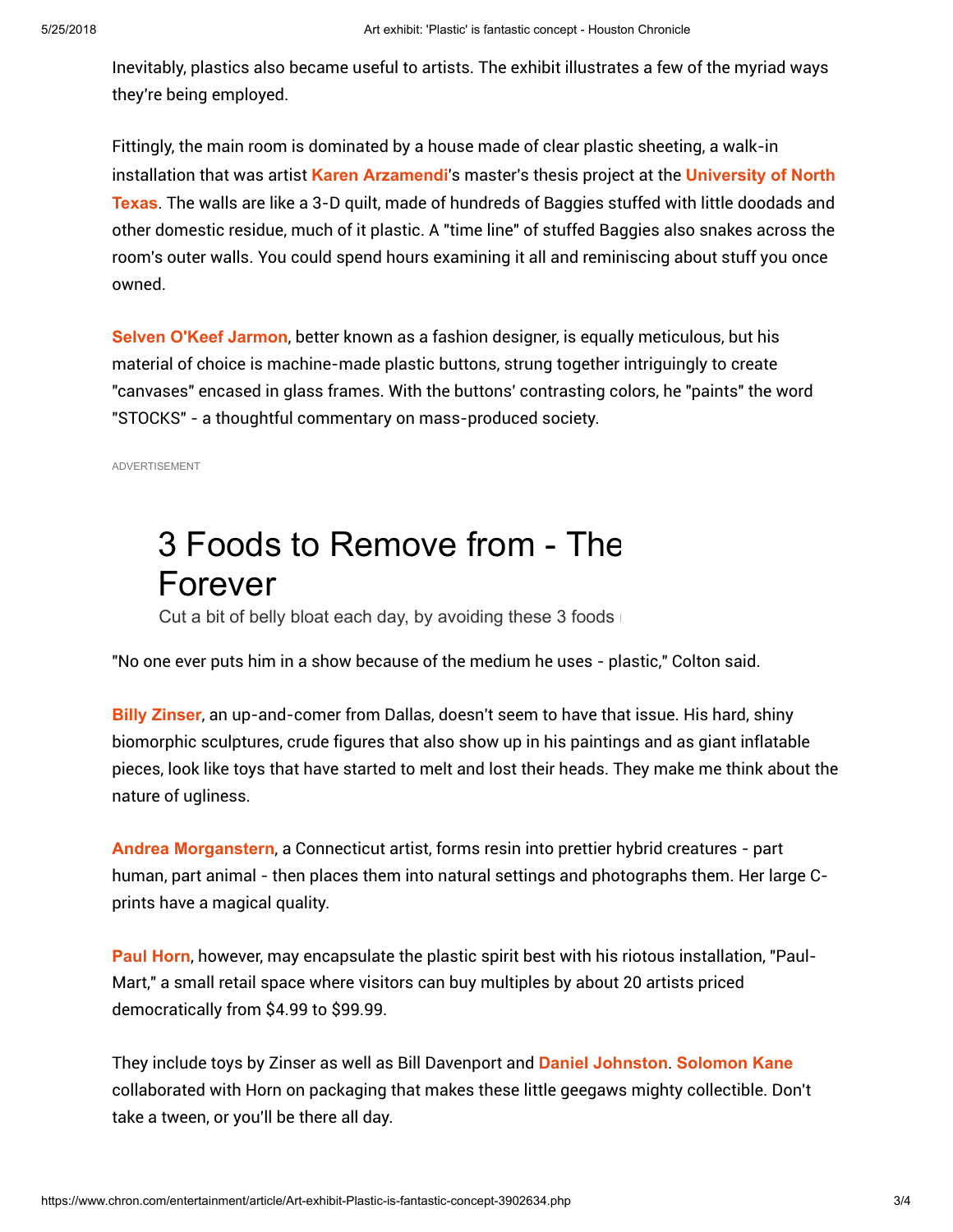Inevitably, plastics also became useful to artists. The exhibit illustrates a few of the myriad ways they're being employed.

Fittingly, the main room is dominated by a house made of clear plastic sheeting, a walk-in installation that was artist Karen Arzamendi's master's thesis project at the University of North Texas. The walls are like a 3-D quilt, made of hundreds of Baggies stuffed with little doodads and other domestic residue, much of it plastic. A "time line" of stuffed Baggies also snakes across the room's outer walls. You could spend hours examining it all and reminiscing about stuff you once owned.

Selven O'Keef Jarmon, better known as a fashion designer, is equally meticulous, but his material of choice is machine-made plastic buttons, strung together intriguingly to create "canvases" encased in glass frames. With the buttons' contrasting colors, he "paints" the word "STOCKS" - a thoughtful commentary on mass-produced society.

ADVERTISEMENT

3 Foods to Remove from - The Forever

Cut a bit of belly bloat each day, by avoiding these 3 foods

"No one ever puts him in a show because of the medium he uses - plastic," Colton said.

Billy Zinser, an up-and-comer from Dallas, doesn't seem to have that issue. His hard, shiny biomorphic sculptures, crude figures that also show up in his paintings and as giant inflatable pieces, look like toys that have started to melt and lost their heads. They make me think about the nature of ugliness.

Andrea Morganstern, a Connecticut artist, forms resin into prettier hybrid creatures - part human, part animal - then places them into natural settings and photographs them. Her large C-prints have a magical quality.

Paul Horn, however, may encapsulate the plastic spirit best with his riotous installation, "Paul-Mart," a small retail space where visitors can buy multiples by about 20 artists priced democratically from $4.99 to $99.99.

They include toys by Zinser as well as Bill Davenport and Daniel Johnston. Solomon Kane collaborated with Horn on packaging that makes these little geegaws mighty collectible. Don't take a tween, or you'll be there all day.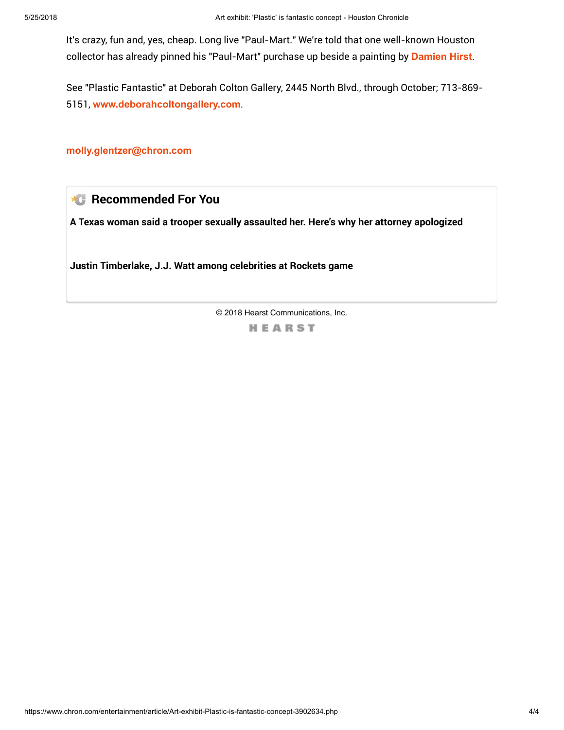It's crazy, fun and, yes, cheap. Long live "Paul-Mart." We're told that one well-known Houston collector has already pinned his "Paul-Mart" purchase up beside a painting by **Damien Hirst**.

See "Plastic Fantastic" at Deborah Colton Gallery, 2445 North Blvd., through October; 713-869-5151, **www.deborahcoltongallery.com**.

**molly.glentzer@chron.com**

## Recommended For You

**A Texas woman said a trooper sexually assaulted her. Here's why her attorney apologized**

**Justin Timberlake, J.J. Watt among celebrities at Rockets game**

© 2018 Hearst Communications, Inc.

HEARST